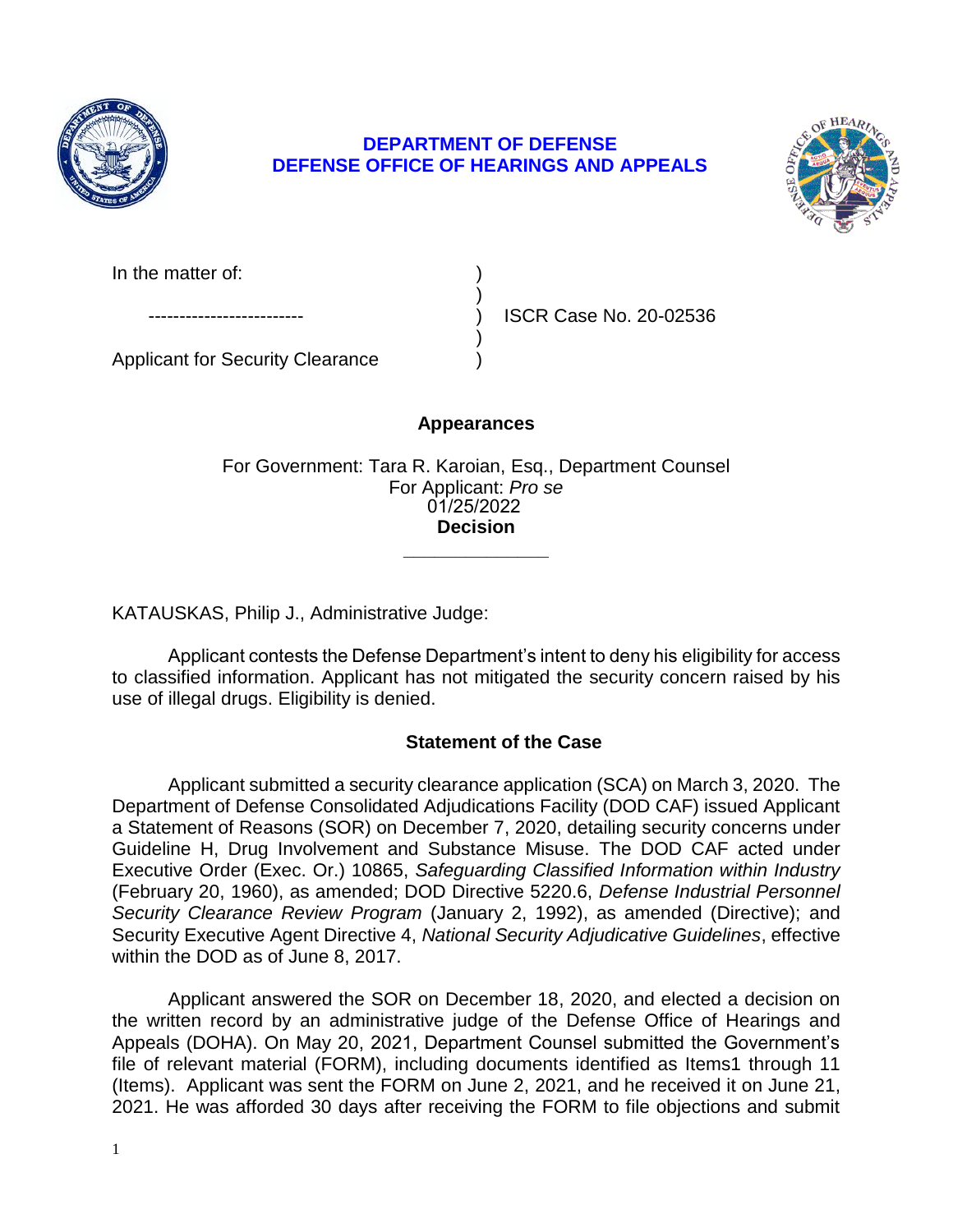**DEPARTMENT OF DEFENSE**
**DEFENSE OFFICE OF HEARINGS AND APPEALS**

In the matter of: )
)
------------------------- ) ISCR Case No. 20-02536
)
Applicant for Security Clearance )

**Appearances**

For Government: Tara R. Karoian, Esq., Department Counsel
For Applicant: *Pro se*
01/25/2022

**Decision**

______________

KATAUSKAS, Philip J., Administrative Judge:

Applicant contests the Defense Department's intent to deny his eligibility for access to classified information. Applicant has not mitigated the security concern raised by his use of illegal drugs. Eligibility is denied.

## Statement of the Case

Applicant submitted a security clearance application (SCA) on March 3, 2020. The Department of Defense Consolidated Adjudications Facility (DOD CAF) issued Applicant a Statement of Reasons (SOR) on December 7, 2020, detailing security concerns under Guideline H, Drug Involvement and Substance Misuse. The DOD CAF acted under Executive Order (Exec. Or.) 10865, *Safeguarding Classified Information within Industry* (February 20, 1960), as amended; DOD Directive 5220.6, *Defense Industrial Personnel Security Clearance Review Program* (January 2, 1992), as amended (Directive); and Security Executive Agent Directive 4, *National Security Adjudicative Guidelines*, effective within the DOD as of June 8, 2017.

Applicant answered the SOR on December 18, 2020, and elected a decision on the written record by an administrative judge of the Defense Office of Hearings and Appeals (DOHA). On May 20, 2021, Department Counsel submitted the Government's file of relevant material (FORM), including documents identified as Items1 through 11 (Items). Applicant was sent the FORM on June 2, 2021, and he received it on June 21, 2021. He was afforded 30 days after receiving the FORM to file objections and submit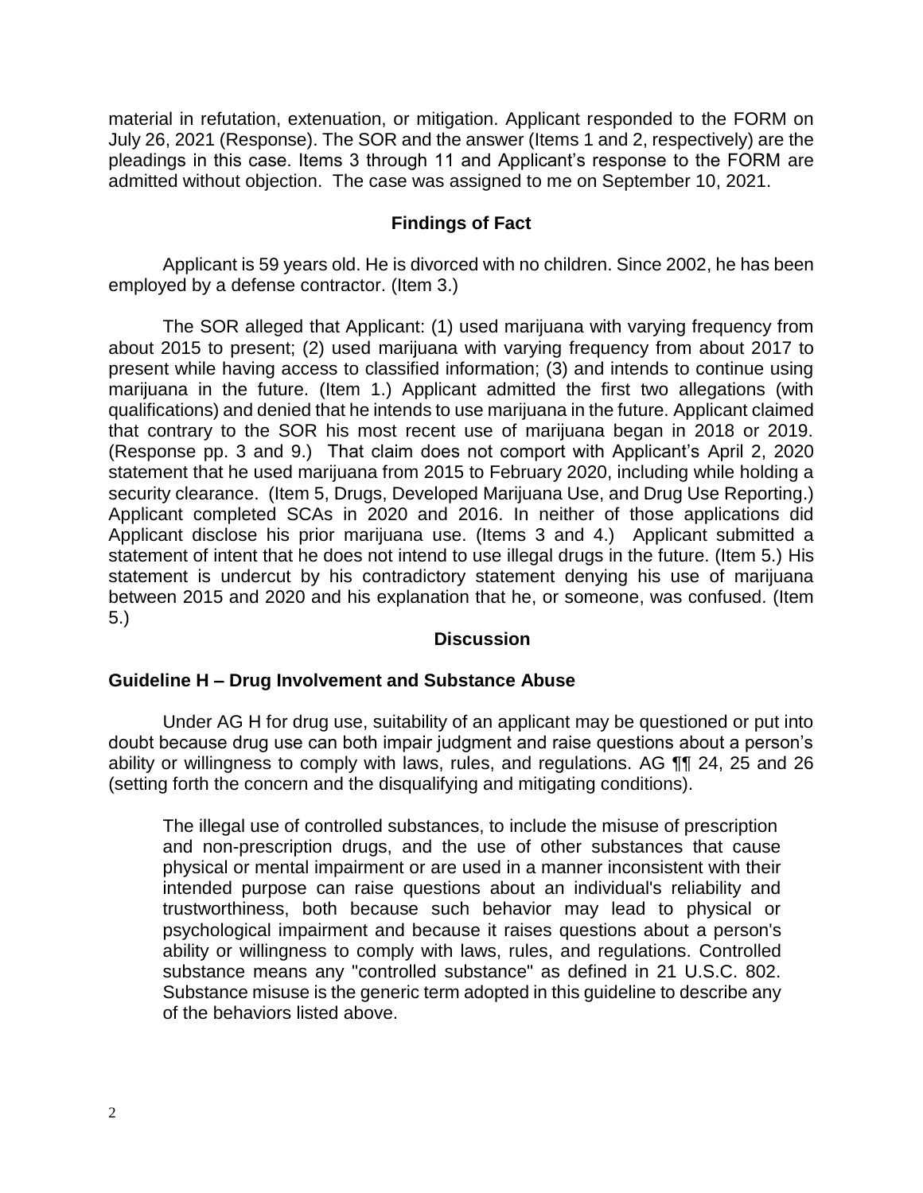material in refutation, extenuation, or mitigation. Applicant responded to the FORM on July 26, 2021 (Response). The SOR and the answer (Items 1 and 2, respectively) are the pleadings in this case. Items 3 through 11 and Applicant's response to the FORM are admitted without objection. The case was assigned to me on September 10, 2021.

## Findings of Fact

Applicant is 59 years old. He is divorced with no children. Since 2002, he has been employed by a defense contractor. (Item 3.)

The SOR alleged that Applicant: (1) used marijuana with varying frequency from about 2015 to present; (2) used marijuana with varying frequency from about 2017 to present while having access to classified information; (3) and intends to continue using marijuana in the future. (Item 1.) Applicant admitted the first two allegations (with qualifications) and denied that he intends to use marijuana in the future. Applicant claimed that contrary to the SOR his most recent use of marijuana began in 2018 or 2019. (Response pp. 3 and 9.) That claim does not comport with Applicant's April 2, 2020 statement that he used marijuana from 2015 to February 2020, including while holding a security clearance. (Item 5, Drugs, Developed Marijuana Use, and Drug Use Reporting.) Applicant completed SCAs in 2020 and 2016. In neither of those applications did Applicant disclose his prior marijuana use. (Items 3 and 4.) Applicant submitted a statement of intent that he does not intend to use illegal drugs in the future. (Item 5.) His statement is undercut by his contradictory statement denying his use of marijuana between 2015 and 2020 and his explanation that he, or someone, was confused. (Item 5.)

## Discussion

### Guideline H – Drug Involvement and Substance Abuse

Under AG H for drug use, suitability of an applicant may be questioned or put into doubt because drug use can both impair judgment and raise questions about a person's ability or willingness to comply with laws, rules, and regulations. AG ¶¶ 24, 25 and 26 (setting forth the concern and the disqualifying and mitigating conditions).

> The illegal use of controlled substances, to include the misuse of prescription and non-prescription drugs, and the use of other substances that cause physical or mental impairment or are used in a manner inconsistent with their intended purpose can raise questions about an individual's reliability and trustworthiness, both because such behavior may lead to physical or psychological impairment and because it raises questions about a person's ability or willingness to comply with laws, rules, and regulations. Controlled substance means any "controlled substance" as defined in 21 U.S.C. 802. Substance misuse is the generic term adopted in this guideline to describe any of the behaviors listed above.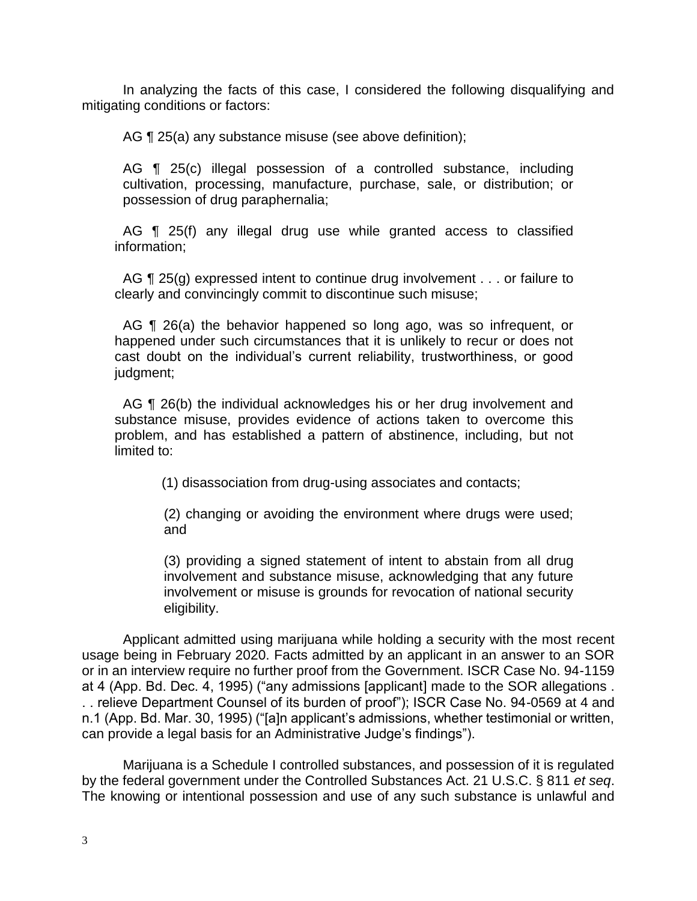In analyzing the facts of this case, I considered the following disqualifying and mitigating conditions or factors:

> AG ¶ 25(a) any substance misuse (see above definition);
>
> AG ¶ 25(c) illegal possession of a controlled substance, including cultivation, processing, manufacture, purchase, sale, or distribution; or possession of drug paraphernalia;
>
> AG ¶ 25(f) any illegal drug use while granted access to classified information;
>
> AG ¶ 25(g) expressed intent to continue drug involvement . . . or failure to clearly and convincingly commit to discontinue such misuse;
>
> AG ¶ 26(a) the behavior happened so long ago, was so infrequent, or happened under such circumstances that it is unlikely to recur or does not cast doubt on the individual's current reliability, trustworthiness, or good judgment;
>
> AG ¶ 26(b) the individual acknowledges his or her drug involvement and substance misuse, provides evidence of actions taken to overcome this problem, and has established a pattern of abstinence, including, but not limited to:
>
> > (1) disassociation from drug-using associates and contacts;
> >
> > (2) changing or avoiding the environment where drugs were used; and
> >
> > (3) providing a signed statement of intent to abstain from all drug involvement and substance misuse, acknowledging that any future involvement or misuse is grounds for revocation of national security eligibility.

Applicant admitted using marijuana while holding a security with the most recent usage being in February 2020. Facts admitted by an applicant in an answer to an SOR or in an interview require no further proof from the Government. ISCR Case No. 94-1159 at 4 (App. Bd. Dec. 4, 1995) ("any admissions [applicant] made to the SOR allegations . . . relieve Department Counsel of its burden of proof"); ISCR Case No. 94-0569 at 4 and n.1 (App. Bd. Mar. 30, 1995) ("[a]n applicant's admissions, whether testimonial or written, can provide a legal basis for an Administrative Judge's findings").

Marijuana is a Schedule I controlled substances, and possession of it is regulated by the federal government under the Controlled Substances Act. 21 U.S.C. § 811 *et seq*. The knowing or intentional possession and use of any such substance is unlawful and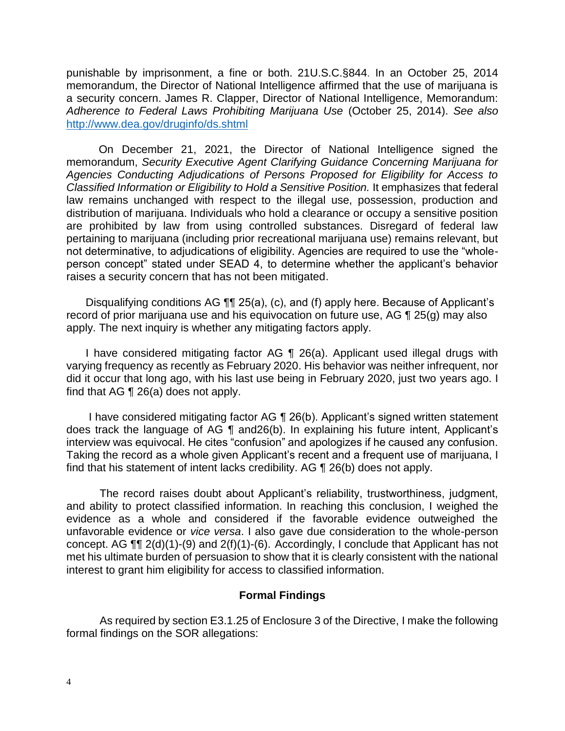punishable by imprisonment, a fine or both. 21U.S.C.§844. In an October 25, 2014 memorandum, the Director of National Intelligence affirmed that the use of marijuana is a security concern. James R. Clapper, Director of National Intelligence, Memorandum: *Adherence to Federal Laws Prohibiting Marijuana Use* (October 25, 2014). *See also* http://www.dea.gov/druginfo/ds.shtml

On December 21, 2021, the Director of National Intelligence signed the memorandum, *Security Executive Agent Clarifying Guidance Concerning Marijuana for Agencies Conducting Adjudications of Persons Proposed for Eligibility for Access to Classified Information or Eligibility to Hold a Sensitive Position.* It emphasizes that federal law remains unchanged with respect to the illegal use, possession, production and distribution of marijuana. Individuals who hold a clearance or occupy a sensitive position are prohibited by law from using controlled substances. Disregard of federal law pertaining to marijuana (including prior recreational marijuana use) remains relevant, but not determinative, to adjudications of eligibility. Agencies are required to use the "whole-person concept" stated under SEAD 4, to determine whether the applicant's behavior raises a security concern that has not been mitigated.

Disqualifying conditions AG ¶¶ 25(a), (c), and (f) apply here. Because of Applicant's record of prior marijuana use and his equivocation on future use, AG ¶ 25(g) may also apply. The next inquiry is whether any mitigating factors apply.

I have considered mitigating factor AG ¶ 26(a). Applicant used illegal drugs with varying frequency as recently as February 2020. His behavior was neither infrequent, nor did it occur that long ago, with his last use being in February 2020, just two years ago. I find that AG ¶ 26(a) does not apply.

I have considered mitigating factor AG ¶ 26(b). Applicant's signed written statement does track the language of AG ¶ and26(b). In explaining his future intent, Applicant's interview was equivocal. He cites "confusion" and apologizes if he caused any confusion. Taking the record as a whole given Applicant's recent and a frequent use of marijuana, I find that his statement of intent lacks credibility. AG ¶ 26(b) does not apply.

The record raises doubt about Applicant's reliability, trustworthiness, judgment, and ability to protect classified information. In reaching this conclusion, I weighed the evidence as a whole and considered if the favorable evidence outweighed the unfavorable evidence or *vice versa*. I also gave due consideration to the whole-person concept. AG ¶¶ 2(d)(1)-(9) and 2(f)(1)-(6). Accordingly, I conclude that Applicant has not met his ultimate burden of persuasion to show that it is clearly consistent with the national interest to grant him eligibility for access to classified information.

## Formal Findings

As required by section E3.1.25 of Enclosure 3 of the Directive, I make the following formal findings on the SOR allegations: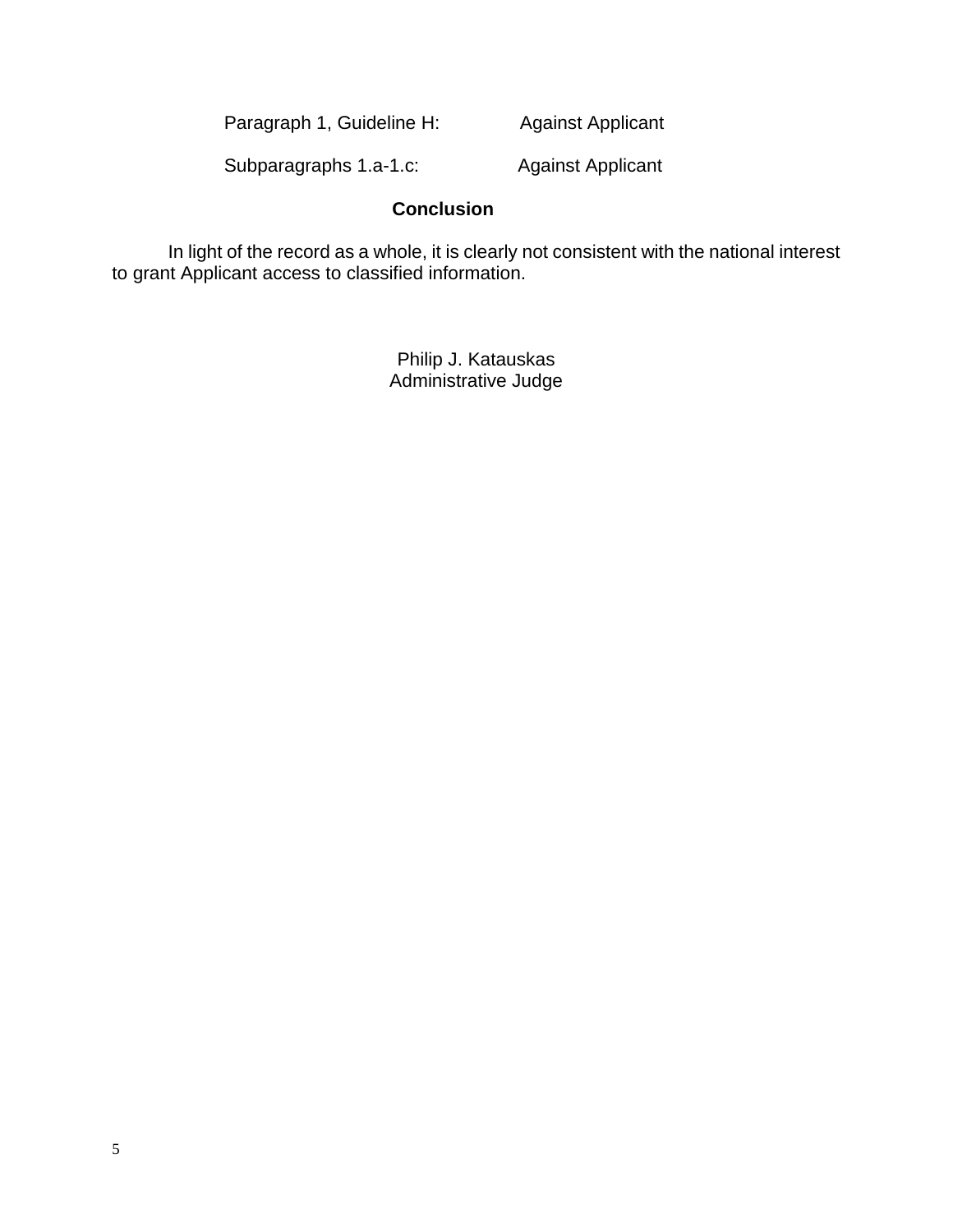Paragraph 1, Guideline H: Against Applicant

Subparagraphs 1.a-1.c: Against Applicant

## Conclusion

In light of the record as a whole, it is clearly not consistent with the national interest to grant Applicant access to classified information.

Philip J. Katauskas
Administrative Judge